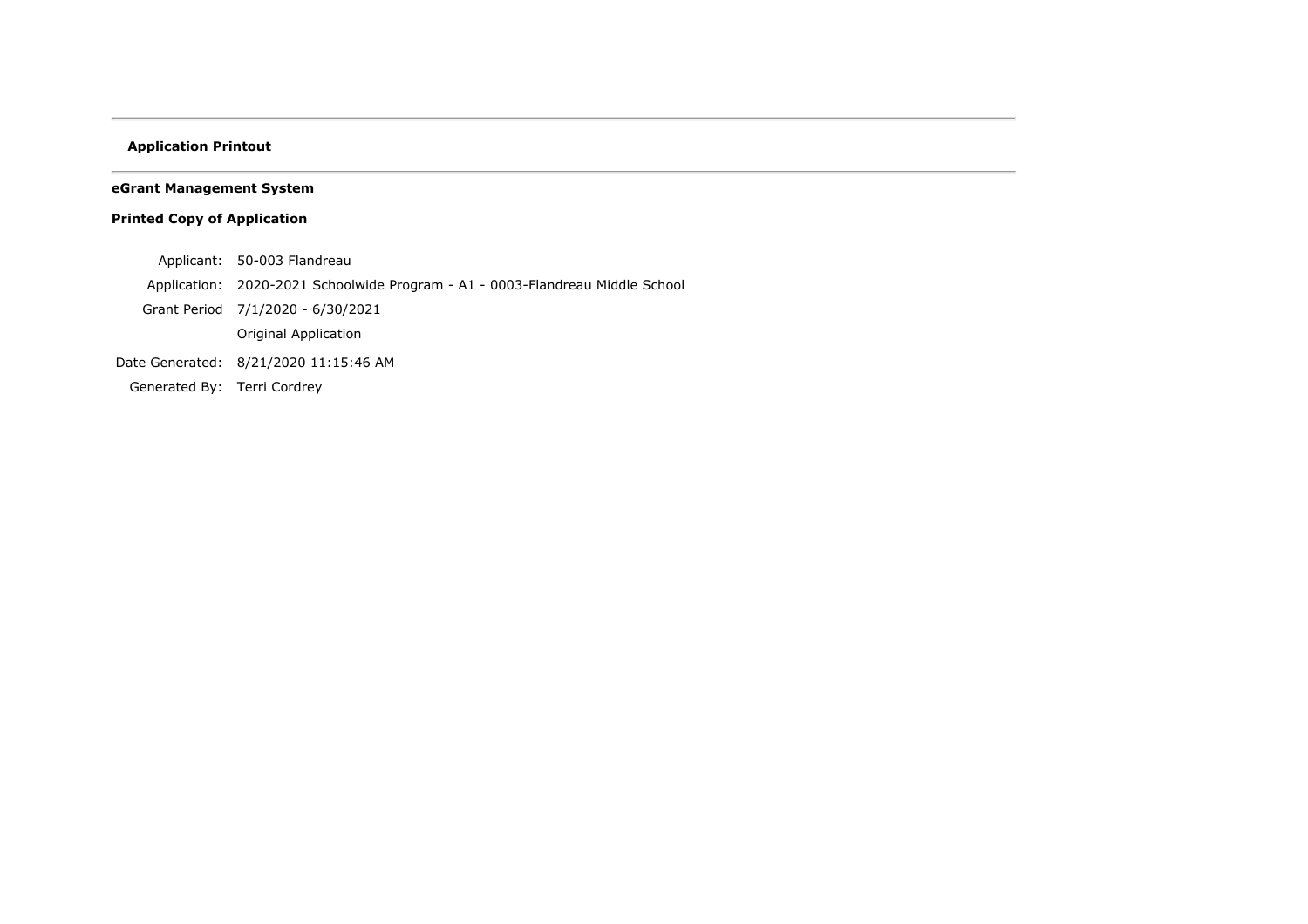**Application Printout**

---

**eGrant Management System**

**Printed Copy of Application**

| | |
|---|---|
| Applicant: | 50-003 Flandreau |
| Application: | 2020-2021 Schoolwide Program - A1 - 0003-Flandreau Middle School |
| Grant Period | 7/1/2020 - 6/30/2021 |
| | Original Application |
| Date Generated: | 8/21/2020 11:15:46 AM |
| Generated By: | Terri Cordrey |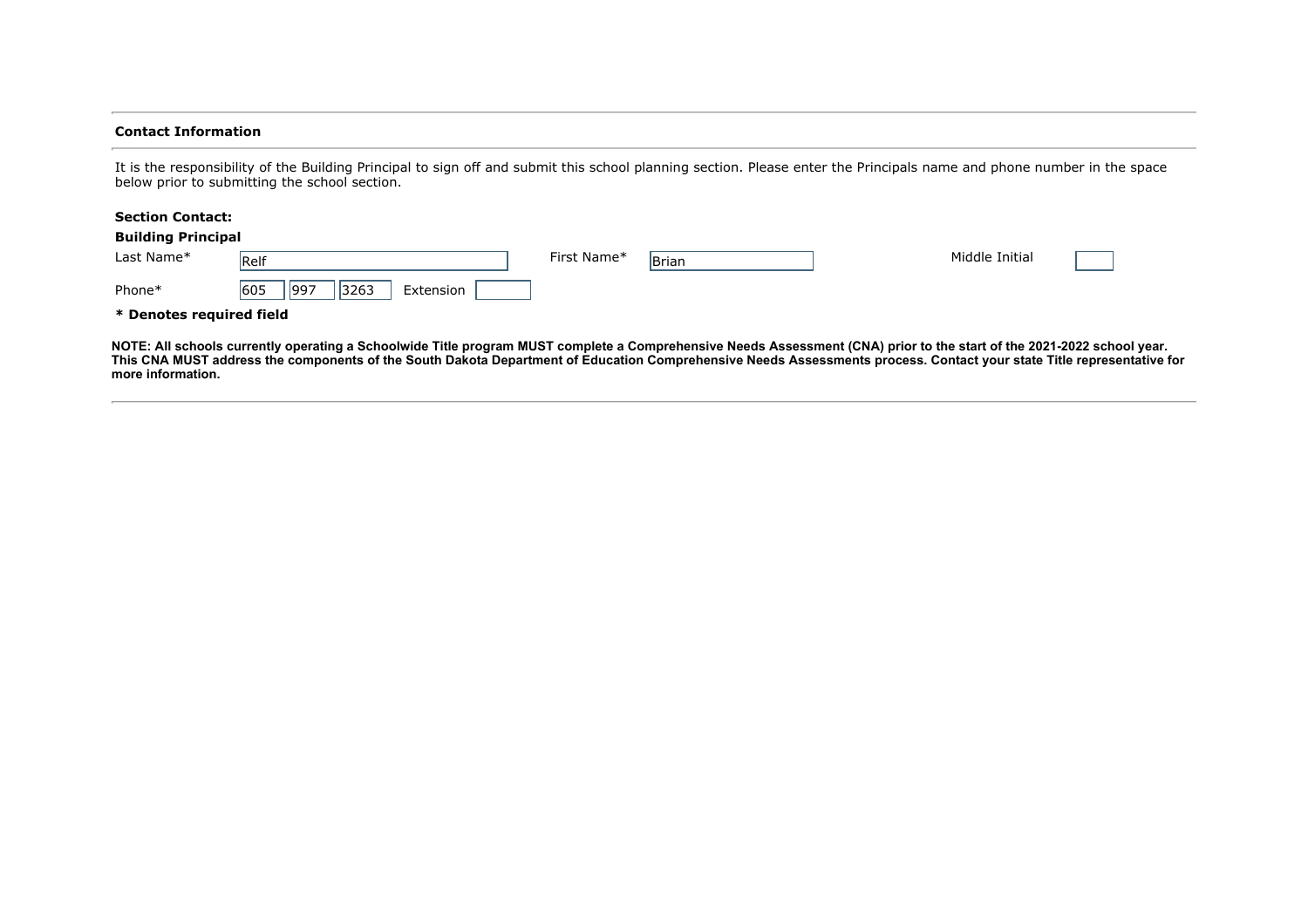### Contact Information

It is the responsibility of the Building Principal to sign off and submit this school planning section. Please enter the Principals name and phone number in the space below prior to submitting the school section.

**Section Contact:**

**Building Principal**

Last Name* Relf    First Name* Brian    Middle Initial

Phone* 605 997 3263 Extension

**\* Denotes required field**

**NOTE: All schools currently operating a Schoolwide Title program MUST complete a Comprehensive Needs Assessment (CNA) prior to the start of the 2021-2022 school year. This CNA MUST address the components of the South Dakota Department of Education Comprehensive Needs Assessments process. Contact your state Title representative for more information.**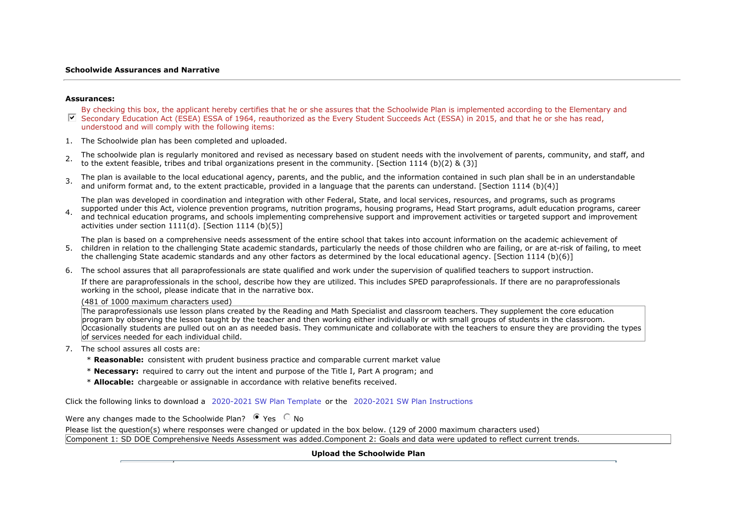### Schoolwide Assurances and Narrative

---

**Assurances:**

☑ By checking this box, the applicant hereby certifies that he or she assures that the Schoolwide Plan is implemented according to the Elementary and Secondary Education Act (ESEA) ESSA of 1964, reauthorized as the Every Student Succeeds Act (ESSA) in 2015, and that he or she has read, understood and will comply with the following items:

1. The Schoolwide plan has been completed and uploaded.
2. The schoolwide plan is regularly monitored and revised as necessary based on student needs with the involvement of parents, community, and staff, and to the extent feasible, tribes and tribal organizations present in the community. [Section 1114 (b)(2) & (3)]
3. The plan is available to the local educational agency, parents, and the public, and the information contained in such plan shall be in an understandable and uniform format and, to the extent practicable, provided in a language that the parents can understand. [Section 1114 (b)(4)]
4. The plan was developed in coordination and integration with other Federal, State, and local services, resources, and programs, such as programs supported under this Act, violence prevention programs, nutrition programs, housing programs, Head Start programs, adult education programs, career and technical education programs, and schools implementing comprehensive support and improvement activities or targeted support and improvement activities under section 1111(d). [Section 1114 (b)(5)]
5. The plan is based on a comprehensive needs assessment of the entire school that takes into account information on the academic achievement of children in relation to the challenging State academic standards, particularly the needs of those children who are failing, or are at-risk of failing, to meet the challenging State academic standards and any other factors as determined by the local educational agency. [Section 1114 (b)(6)]
6. The school assures that all paraprofessionals are state qualified and work under the supervision of qualified teachers to support instruction.

   If there are paraprofessionals in the school, describe how they are utilized. This includes SPED paraprofessionals. If there are no paraprofessionals working in the school, please indicate that in the narrative box.

   (481 of 1000 maximum characters used)

   The paraprofessionals use lesson plans created by the Reading and Math Specialist and classroom teachers. They supplement the core education program by observing the lesson taught by the teacher and then working either individually or with small groups of students in the classroom. Occasionally students are pulled out on an as needed basis. They communicate and collaborate with the teachers to ensure they are providing the types of services needed for each individual child.
7. The school assures all costs are:
   * **Reasonable:** consistent with prudent business practice and comparable current market value
   * **Necessary:** required to carry out the intent and purpose of the Title I, Part A program; and
   * **Allocable:** chargeable or assignable in accordance with relative benefits received.

Click the following links to download a 2020-2021 SW Plan Template or the 2020-2021 SW Plan Instructions

Were any changes made to the Schoolwide Plan? ◉ Yes ○ No

Please list the question(s) where responses were changed or updated in the box below. (129 of 2000 maximum characters used)

Component 1: SD DOE Comprehensive Needs Assessment was added.Component 2: Goals and data were updated to reflect current trends.

**Upload the Schoolwide Plan**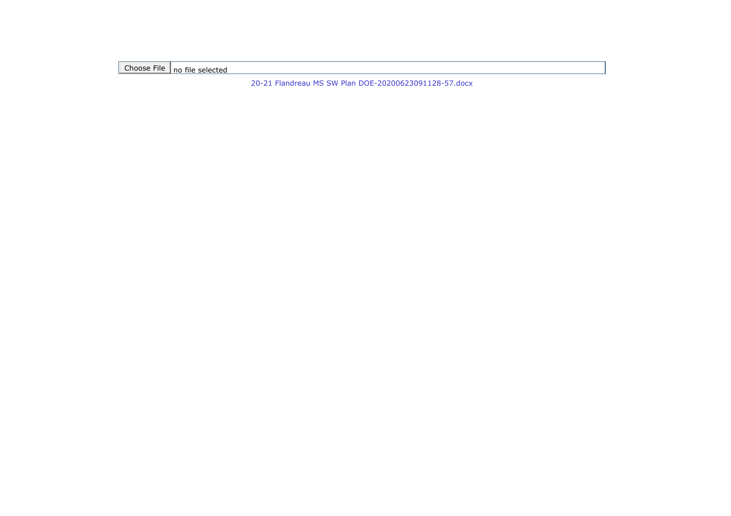Choose File no file selected

20-21 Flandreau MS SW Plan DOE-20200623091128-57.docx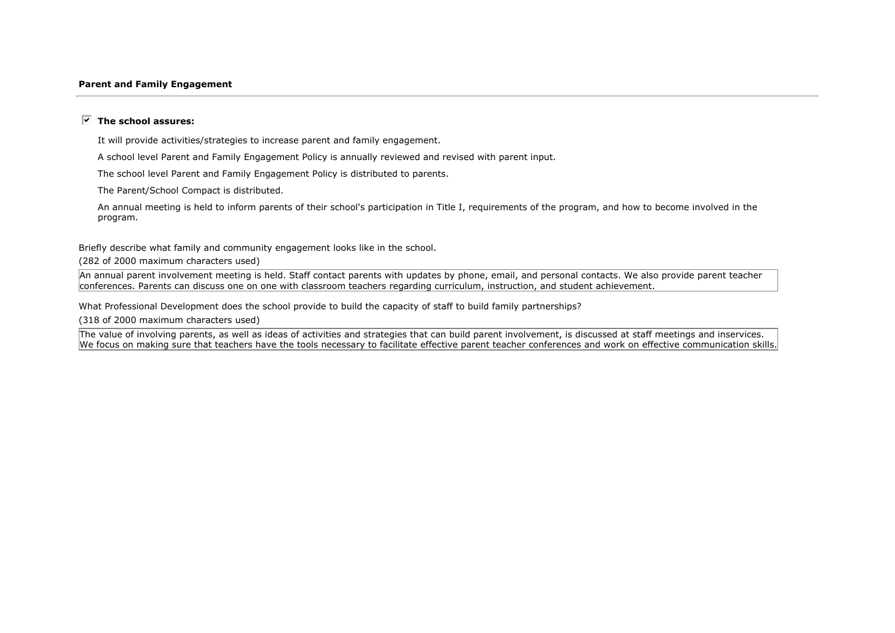**Parent and Family Engagement**

---

☑ **The school assures:**

It will provide activities/strategies to increase parent and family engagement.

A school level Parent and Family Engagement Policy is annually reviewed and revised with parent input.

The school level Parent and Family Engagement Policy is distributed to parents.

The Parent/School Compact is distributed.

An annual meeting is held to inform parents of their school's participation in Title I, requirements of the program, and how to become involved in the program.

Briefly describe what family and community engagement looks like in the school.

(282 of 2000 maximum characters used)

An annual parent involvement meeting is held. Staff contact parents with updates by phone, email, and personal contacts. We also provide parent teacher conferences. Parents can discuss one on one with classroom teachers regarding curriculum, instruction, and student achievement.

What Professional Development does the school provide to build the capacity of staff to build family partnerships?

(318 of 2000 maximum characters used)

The value of involving parents, as well as ideas of activities and strategies that can build parent involvement, is discussed at staff meetings and inservices. We focus on making sure that teachers have the tools necessary to facilitate effective parent teacher conferences and work on effective communication skills.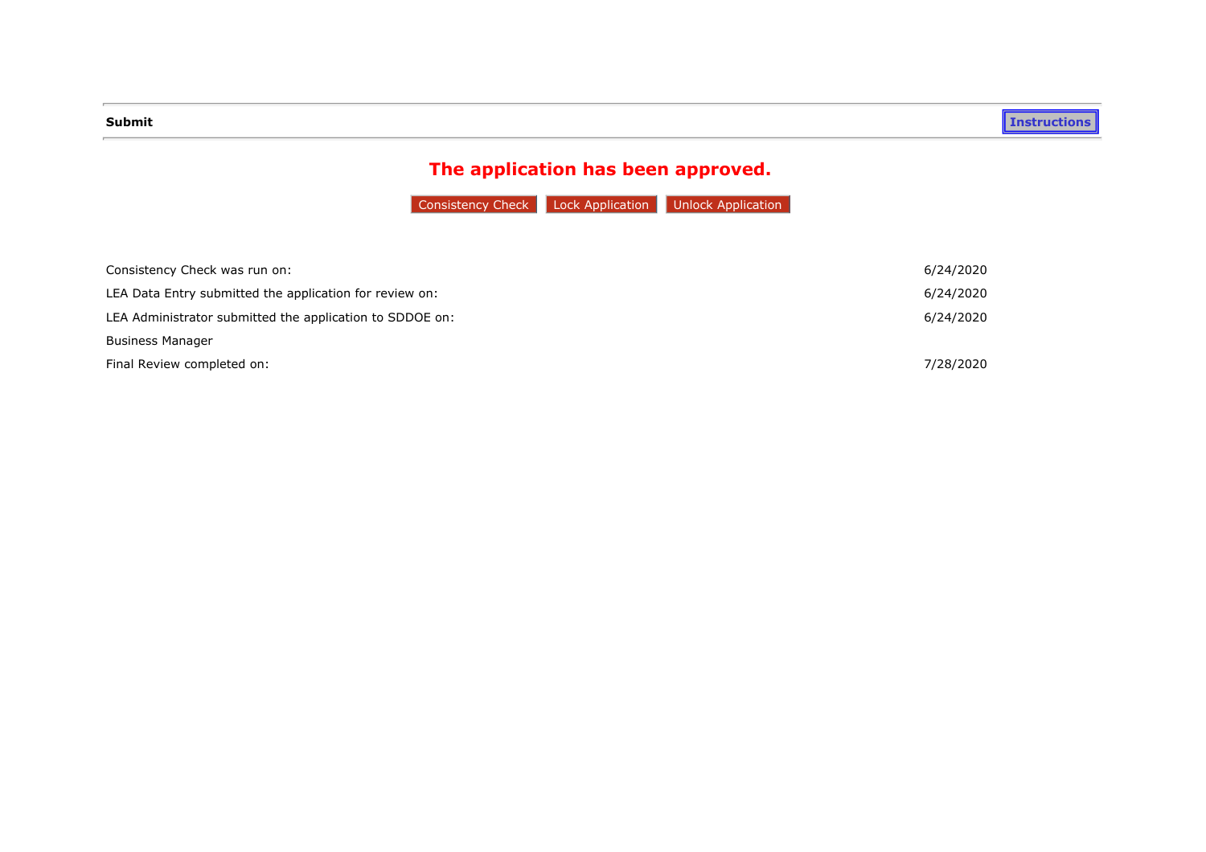**Submit**

Instructions

## The application has been approved.

Consistency Check | Lock Application | Unlock Application

| | |
|---|---|
| Consistency Check was run on: | 6/24/2020 |
| LEA Data Entry submitted the application for review on: | 6/24/2020 |
| LEA Administrator submitted the application to SDDOE on: | 6/24/2020 |
| Business Manager | |
| Final Review completed on: | 7/28/2020 |